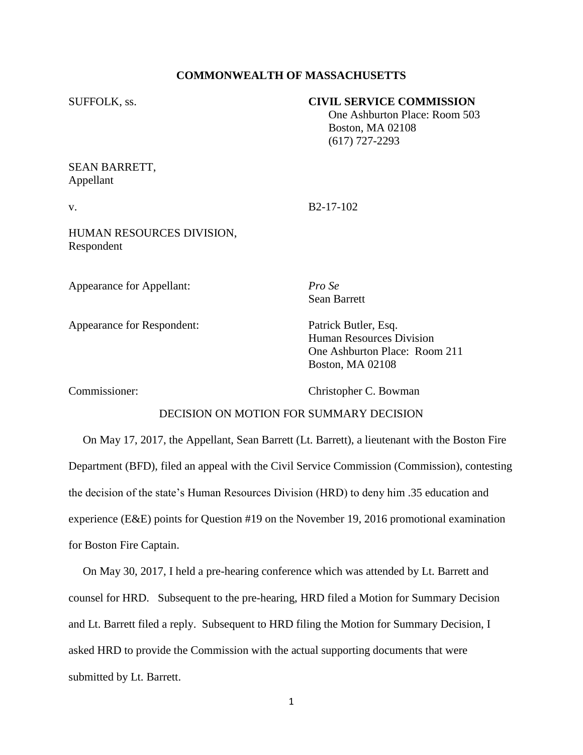**COMMONWEALTH OF MASSACHUSETTS**

SUFFOLK, ss.

**CIVIL SERVICE COMMISSION**
One Ashburton Place: Room 503
Boston, MA 02108
(617) 727-2293

SEAN BARRETT,
Appellant

v. B2-17-102

HUMAN RESOURCES DIVISION,
Respondent

Appearance for Appellant: *Pro Se*
Sean Barrett

Appearance for Respondent: Patrick Butler, Esq.
Human Resources Division
One Ashburton Place: Room 211
Boston, MA 02108

Commissioner: Christopher C. Bowman

DECISION ON MOTION FOR SUMMARY DECISION

On May 17, 2017, the Appellant, Sean Barrett (Lt. Barrett), a lieutenant with the Boston Fire Department (BFD), filed an appeal with the Civil Service Commission (Commission), contesting the decision of the state's Human Resources Division (HRD) to deny him .35 education and experience (E&E) points for Question #19 on the November 19, 2016 promotional examination for Boston Fire Captain.

On May 30, 2017, I held a pre-hearing conference which was attended by Lt. Barrett and counsel for HRD. Subsequent to the pre-hearing, HRD filed a Motion for Summary Decision and Lt. Barrett filed a reply. Subsequent to HRD filing the Motion for Summary Decision, I asked HRD to provide the Commission with the actual supporting documents that were submitted by Lt. Barrett.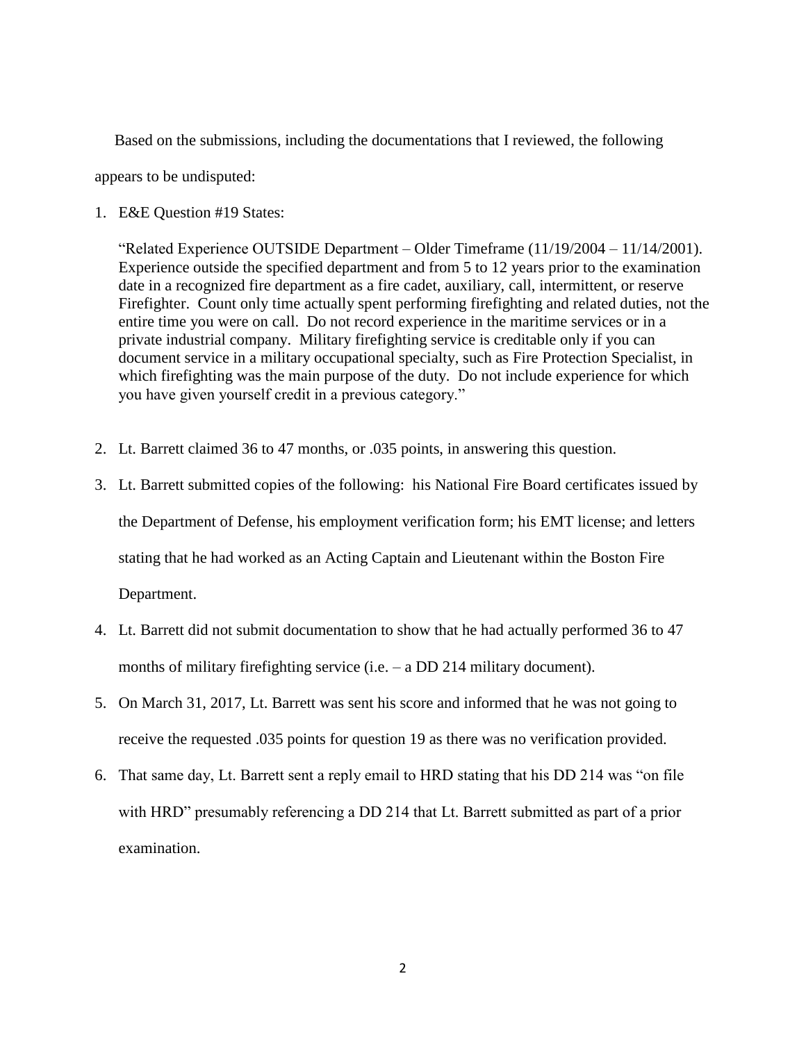Based on the submissions, including the documentations that I reviewed, the following appears to be undisputed:

1. E&E Question #19 States:

   "Related Experience OUTSIDE Department – Older Timeframe (11/19/2004 – 11/14/2001). Experience outside the specified department and from 5 to 12 years prior to the examination date in a recognized fire department as a fire cadet, auxiliary, call, intermittent, or reserve Firefighter. Count only time actually spent performing firefighting and related duties, not the entire time you were on call. Do not record experience in the maritime services or in a private industrial company. Military firefighting service is creditable only if you can document service in a military occupational specialty, such as Fire Protection Specialist, in which firefighting was the main purpose of the duty. Do not include experience for which you have given yourself credit in a previous category."

2. Lt. Barrett claimed 36 to 47 months, or .035 points, in answering this question.

3. Lt. Barrett submitted copies of the following: his National Fire Board certificates issued by the Department of Defense, his employment verification form; his EMT license; and letters stating that he had worked as an Acting Captain and Lieutenant within the Boston Fire Department.

4. Lt. Barrett did not submit documentation to show that he had actually performed 36 to 47 months of military firefighting service (i.e. – a DD 214 military document).

5. On March 31, 2017, Lt. Barrett was sent his score and informed that he was not going to receive the requested .035 points for question 19 as there was no verification provided.

6. That same day, Lt. Barrett sent a reply email to HRD stating that his DD 214 was "on file with HRD" presumably referencing a DD 214 that Lt. Barrett submitted as part of a prior examination.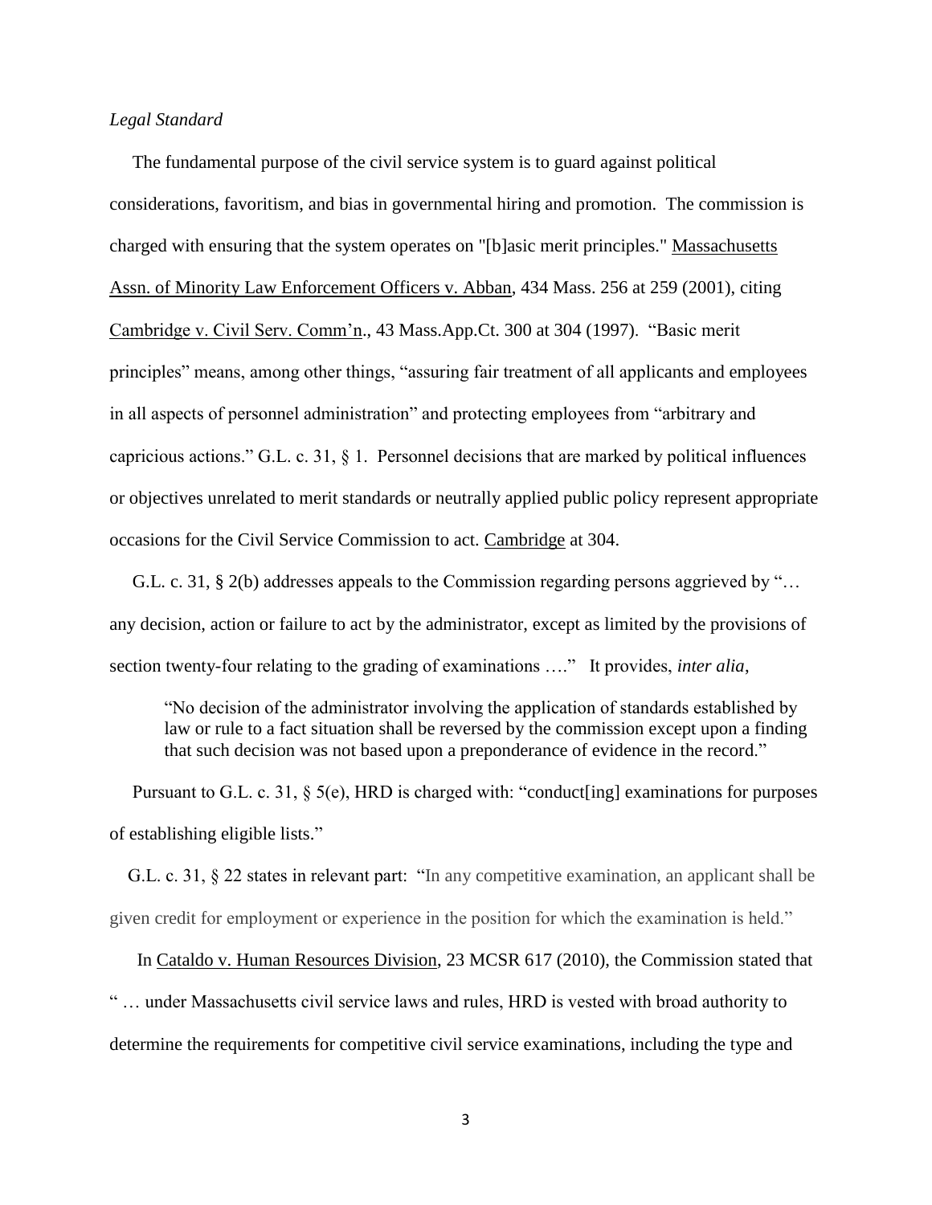*Legal Standard*

The fundamental purpose of the civil service system is to guard against political considerations, favoritism, and bias in governmental hiring and promotion. The commission is charged with ensuring that the system operates on "[b]asic merit principles." Massachusetts Assn. of Minority Law Enforcement Officers v. Abban, 434 Mass. 256 at 259 (2001), citing Cambridge v. Civil Serv. Comm'n., 43 Mass.App.Ct. 300 at 304 (1997). "Basic merit principles" means, among other things, "assuring fair treatment of all applicants and employees in all aspects of personnel administration" and protecting employees from "arbitrary and capricious actions." G.L. c. 31, § 1. Personnel decisions that are marked by political influences or objectives unrelated to merit standards or neutrally applied public policy represent appropriate occasions for the Civil Service Commission to act. Cambridge at 304.

G.L. c. 31, § 2(b) addresses appeals to the Commission regarding persons aggrieved by "… any decision, action or failure to act by the administrator, except as limited by the provisions of section twenty-four relating to the grading of examinations …." It provides, *inter alia*,

> "No decision of the administrator involving the application of standards established by law or rule to a fact situation shall be reversed by the commission except upon a finding that such decision was not based upon a preponderance of evidence in the record."

Pursuant to G.L. c. 31, § 5(e), HRD is charged with: "conduct[ing] examinations for purposes of establishing eligible lists."

G.L. c. 31, § 22 states in relevant part: "In any competitive examination, an applicant shall be given credit for employment or experience in the position for which the examination is held."

In Cataldo v. Human Resources Division, 23 MCSR 617 (2010), the Commission stated that " … under Massachusetts civil service laws and rules, HRD is vested with broad authority to determine the requirements for competitive civil service examinations, including the type and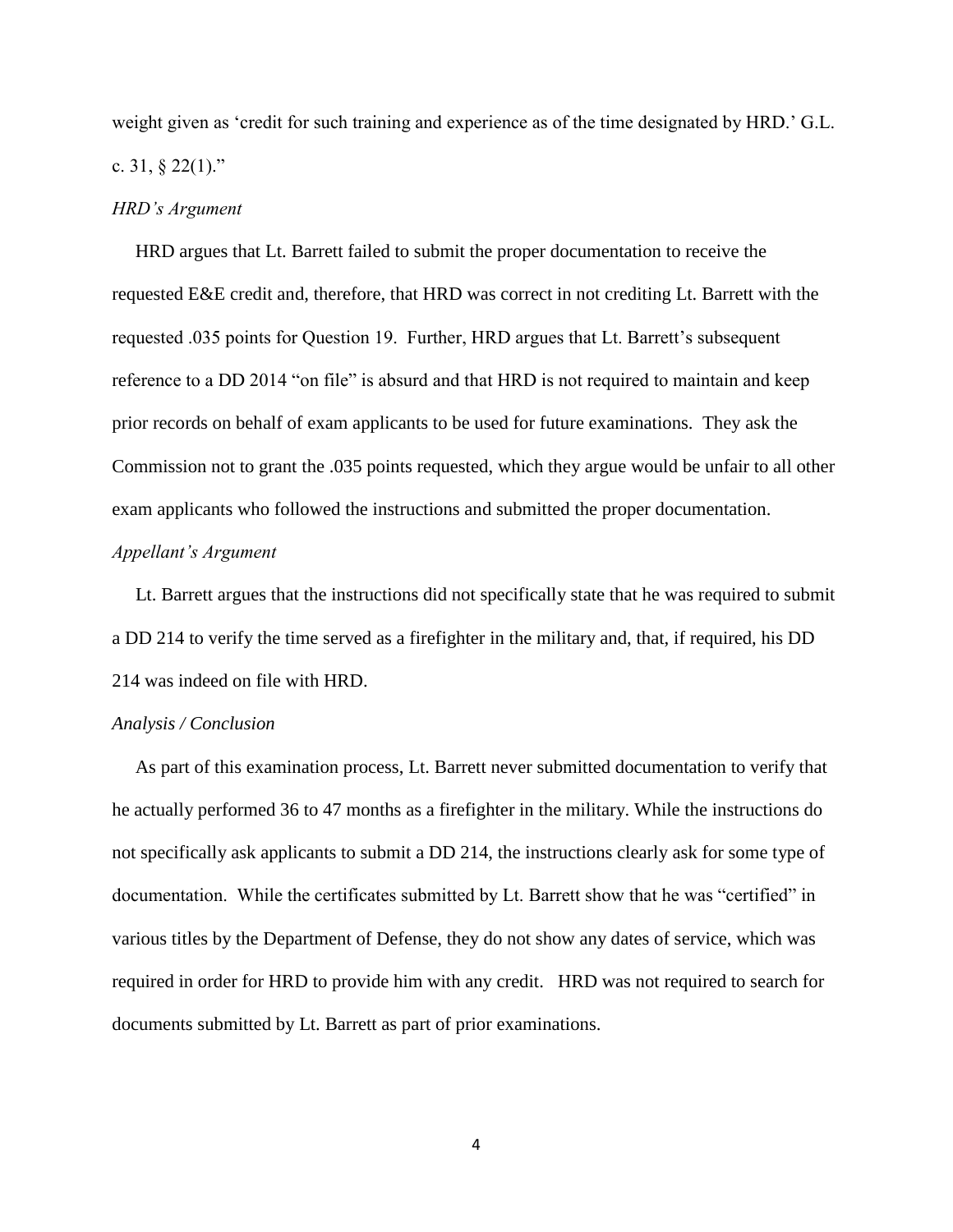weight given as 'credit for such training and experience as of the time designated by HRD.' G.L. c. 31, § 22(1)."

*HRD's Argument*

HRD argues that Lt. Barrett failed to submit the proper documentation to receive the requested E&E credit and, therefore, that HRD was correct in not crediting Lt. Barrett with the requested .035 points for Question 19. Further, HRD argues that Lt. Barrett's subsequent reference to a DD 2014 "on file" is absurd and that HRD is not required to maintain and keep prior records on behalf of exam applicants to be used for future examinations. They ask the Commission not to grant the .035 points requested, which they argue would be unfair to all other exam applicants who followed the instructions and submitted the proper documentation.

*Appellant's Argument*

Lt. Barrett argues that the instructions did not specifically state that he was required to submit a DD 214 to verify the time served as a firefighter in the military and, that, if required, his DD 214 was indeed on file with HRD.

*Analysis / Conclusion*

As part of this examination process, Lt. Barrett never submitted documentation to verify that he actually performed 36 to 47 months as a firefighter in the military. While the instructions do not specifically ask applicants to submit a DD 214, the instructions clearly ask for some type of documentation. While the certificates submitted by Lt. Barrett show that he was "certified" in various titles by the Department of Defense, they do not show any dates of service, which was required in order for HRD to provide him with any credit. HRD was not required to search for documents submitted by Lt. Barrett as part of prior examinations.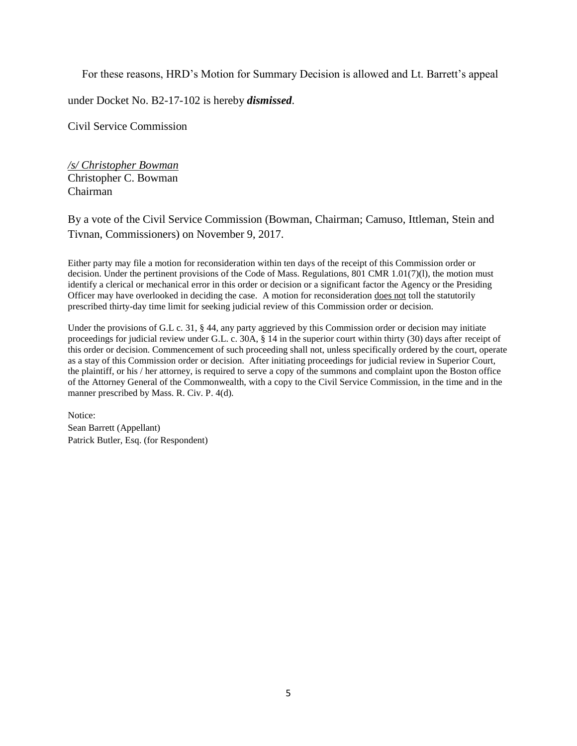For these reasons, HRD's Motion for Summary Decision is allowed and Lt. Barrett's appeal under Docket No. B2-17-102 is hereby ***dismissed***.

Civil Service Commission

*/s/ Christopher Bowman*
Christopher C. Bowman
Chairman

By a vote of the Civil Service Commission (Bowman, Chairman; Camuso, Ittleman, Stein and Tivnan, Commissioners) on November 9, 2017.

Either party may file a motion for reconsideration within ten days of the receipt of this Commission order or decision. Under the pertinent provisions of the Code of Mass. Regulations, 801 CMR 1.01(7)(l), the motion must identify a clerical or mechanical error in this order or decision or a significant factor the Agency or the Presiding Officer may have overlooked in deciding the case. A motion for reconsideration does not toll the statutorily prescribed thirty-day time limit for seeking judicial review of this Commission order or decision.

Under the provisions of G.L c. 31, § 44, any party aggrieved by this Commission order or decision may initiate proceedings for judicial review under G.L. c. 30A, § 14 in the superior court within thirty (30) days after receipt of this order or decision. Commencement of such proceeding shall not, unless specifically ordered by the court, operate as a stay of this Commission order or decision. After initiating proceedings for judicial review in Superior Court, the plaintiff, or his / her attorney, is required to serve a copy of the summons and complaint upon the Boston office of the Attorney General of the Commonwealth, with a copy to the Civil Service Commission, in the time and in the manner prescribed by Mass. R. Civ. P. 4(d).

Notice:
Sean Barrett (Appellant)
Patrick Butler, Esq. (for Respondent)